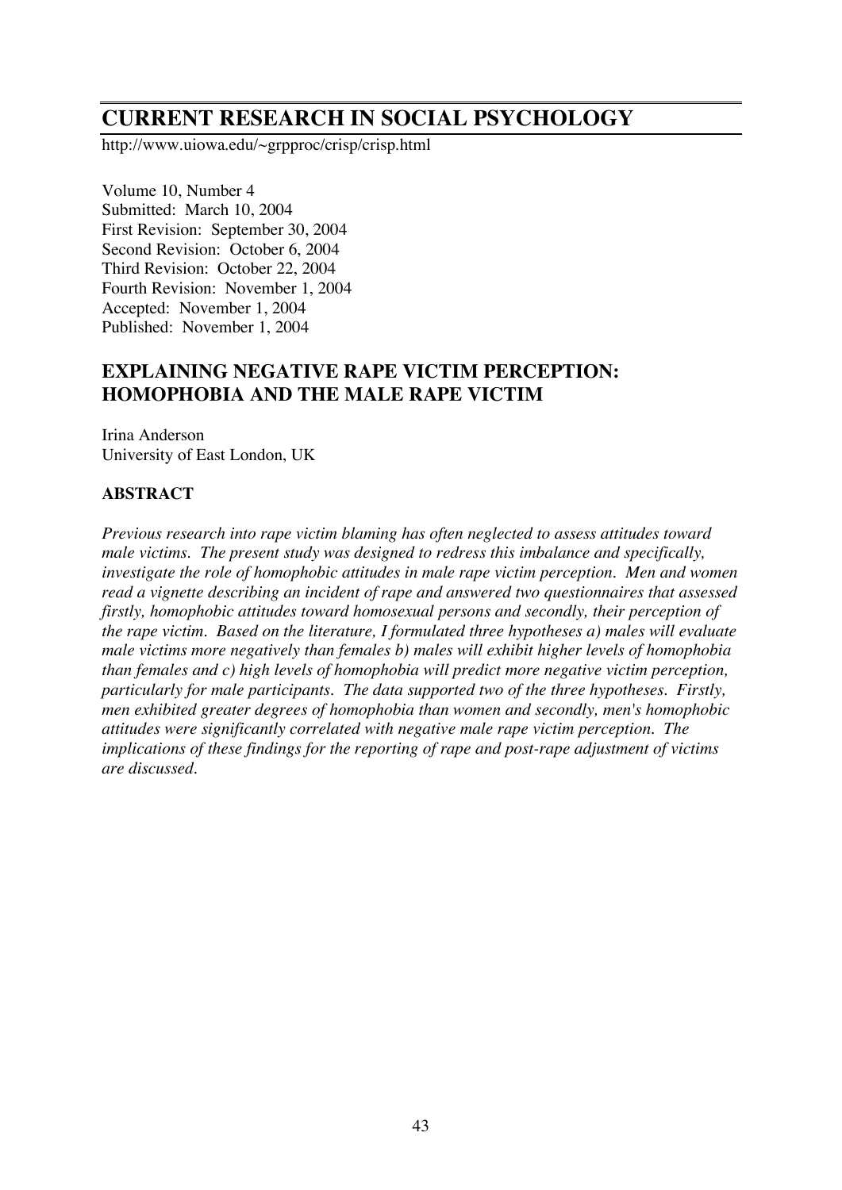# CURRENT RESEARCH IN SOCIAL PSYCHOLOGY

http://www.uiowa.edu/~grpproc/crisp/crisp.html

Volume 10, Number 4
Submitted: March 10, 2004
First Revision: September 30, 2004
Second Revision: October 6, 2004
Third Revision: October 22, 2004
Fourth Revision: November 1, 2004
Accepted: November 1, 2004
Published: November 1, 2004

## EXPLAINING NEGATIVE RAPE VICTIM PERCEPTION: HOMOPHOBIA AND THE MALE RAPE VICTIM

Irina Anderson
University of East London, UK

### ABSTRACT

*Previous research into rape victim blaming has often neglected to assess attitudes toward male victims. The present study was designed to redress this imbalance and specifically, investigate the role of homophobic attitudes in male rape victim perception. Men and women read a vignette describing an incident of rape and answered two questionnaires that assessed firstly, homophobic attitudes toward homosexual persons and secondly, their perception of the rape victim. Based on the literature, I formulated three hypotheses a) males will evaluate male victims more negatively than females b) males will exhibit higher levels of homophobia than females and c) high levels of homophobia will predict more negative victim perception, particularly for male participants. The data supported two of the three hypotheses. Firstly, men exhibited greater degrees of homophobia than women and secondly, men's homophobic attitudes were significantly correlated with negative male rape victim perception. The implications of these findings for the reporting of rape and post-rape adjustment of victims are discussed.*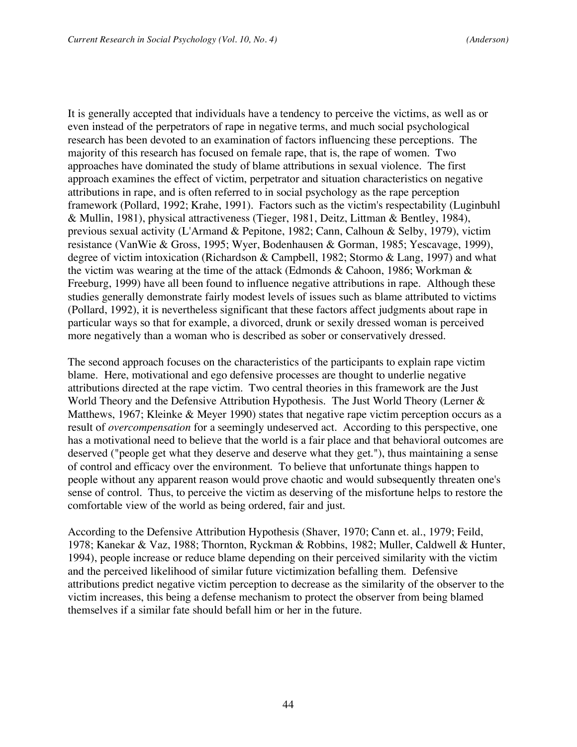It is generally accepted that individuals have a tendency to perceive the victims, as well as or even instead of the perpetrators of rape in negative terms, and much social psychological research has been devoted to an examination of factors influencing these perceptions. The majority of this research has focused on female rape, that is, the rape of women. Two approaches have dominated the study of blame attributions in sexual violence. The first approach examines the effect of victim, perpetrator and situation characteristics on negative attributions in rape, and is often referred to in social psychology as the rape perception framework (Pollard, 1992; Krahe, 1991). Factors such as the victim's respectability (Luginbuhl & Mullin, 1981), physical attractiveness (Tieger, 1981, Deitz, Littman & Bentley, 1984), previous sexual activity (L'Armand & Pepitone, 1982; Cann, Calhoun & Selby, 1979), victim resistance (VanWie & Gross, 1995; Wyer, Bodenhausen & Gorman, 1985; Yescavage, 1999), degree of victim intoxication (Richardson & Campbell, 1982; Stormo & Lang, 1997) and what the victim was wearing at the time of the attack (Edmonds & Cahoon, 1986; Workman & Freeburg, 1999) have all been found to influence negative attributions in rape. Although these studies generally demonstrate fairly modest levels of issues such as blame attributed to victims (Pollard, 1992), it is nevertheless significant that these factors affect judgments about rape in particular ways so that for example, a divorced, drunk or sexily dressed woman is perceived more negatively than a woman who is described as sober or conservatively dressed.

The second approach focuses on the characteristics of the participants to explain rape victim blame. Here, motivational and ego defensive processes are thought to underlie negative attributions directed at the rape victim. Two central theories in this framework are the Just World Theory and the Defensive Attribution Hypothesis. The Just World Theory (Lerner & Matthews, 1967; Kleinke & Meyer 1990) states that negative rape victim perception occurs as a result of *overcompensation* for a seemingly undeserved act. According to this perspective, one has a motivational need to believe that the world is a fair place and that behavioral outcomes are deserved ("people get what they deserve and deserve what they get."), thus maintaining a sense of control and efficacy over the environment. To believe that unfortunate things happen to people without any apparent reason would prove chaotic and would subsequently threaten one's sense of control. Thus, to perceive the victim as deserving of the misfortune helps to restore the comfortable view of the world as being ordered, fair and just.

According to the Defensive Attribution Hypothesis (Shaver, 1970; Cann et. al., 1979; Feild, 1978; Kanekar & Vaz, 1988; Thornton, Ryckman & Robbins, 1982; Muller, Caldwell & Hunter, 1994), people increase or reduce blame depending on their perceived similarity with the victim and the perceived likelihood of similar future victimization befalling them. Defensive attributions predict negative victim perception to decrease as the similarity of the observer to the victim increases, this being a defense mechanism to protect the observer from being blamed themselves if a similar fate should befall him or her in the future.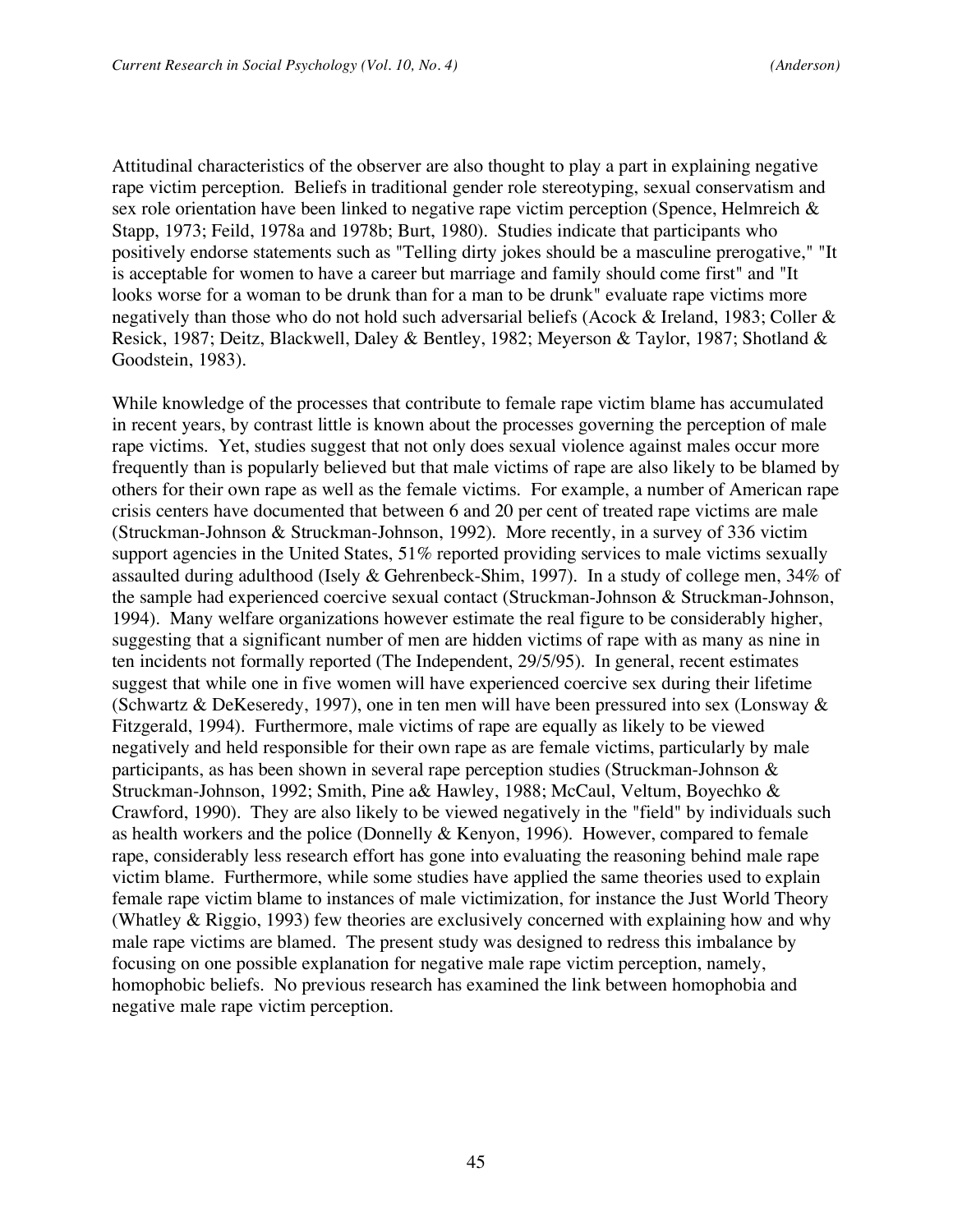Attitudinal characteristics of the observer are also thought to play a part in explaining negative rape victim perception. Beliefs in traditional gender role stereotyping, sexual conservatism and sex role orientation have been linked to negative rape victim perception (Spence, Helmreich & Stapp, 1973; Feild, 1978a and 1978b; Burt, 1980). Studies indicate that participants who positively endorse statements such as "Telling dirty jokes should be a masculine prerogative," "It is acceptable for women to have a career but marriage and family should come first" and "It looks worse for a woman to be drunk than for a man to be drunk" evaluate rape victims more negatively than those who do not hold such adversarial beliefs (Acock & Ireland, 1983; Coller & Resick, 1987; Deitz, Blackwell, Daley & Bentley, 1982; Meyerson & Taylor, 1987; Shotland & Goodstein, 1983).

While knowledge of the processes that contribute to female rape victim blame has accumulated in recent years, by contrast little is known about the processes governing the perception of male rape victims. Yet, studies suggest that not only does sexual violence against males occur more frequently than is popularly believed but that male victims of rape are also likely to be blamed by others for their own rape as well as the female victims. For example, a number of American rape crisis centers have documented that between 6 and 20 per cent of treated rape victims are male (Struckman-Johnson & Struckman-Johnson, 1992). More recently, in a survey of 336 victim support agencies in the United States, 51% reported providing services to male victims sexually assaulted during adulthood (Isely & Gehrenbeck-Shim, 1997). In a study of college men, 34% of the sample had experienced coercive sexual contact (Struckman-Johnson & Struckman-Johnson, 1994). Many welfare organizations however estimate the real figure to be considerably higher, suggesting that a significant number of men are hidden victims of rape with as many as nine in ten incidents not formally reported (The Independent, 29/5/95). In general, recent estimates suggest that while one in five women will have experienced coercive sex during their lifetime (Schwartz & DeKeseredy, 1997), one in ten men will have been pressured into sex (Lonsway & Fitzgerald, 1994). Furthermore, male victims of rape are equally as likely to be viewed negatively and held responsible for their own rape as are female victims, particularly by male participants, as has been shown in several rape perception studies (Struckman-Johnson & Struckman-Johnson, 1992; Smith, Pine a& Hawley, 1988; McCaul, Veltum, Boyechko & Crawford, 1990). They are also likely to be viewed negatively in the "field" by individuals such as health workers and the police (Donnelly & Kenyon, 1996). However, compared to female rape, considerably less research effort has gone into evaluating the reasoning behind male rape victim blame. Furthermore, while some studies have applied the same theories used to explain female rape victim blame to instances of male victimization, for instance the Just World Theory (Whatley & Riggio, 1993) few theories are exclusively concerned with explaining how and why male rape victims are blamed. The present study was designed to redress this imbalance by focusing on one possible explanation for negative male rape victim perception, namely, homophobic beliefs. No previous research has examined the link between homophobia and negative male rape victim perception.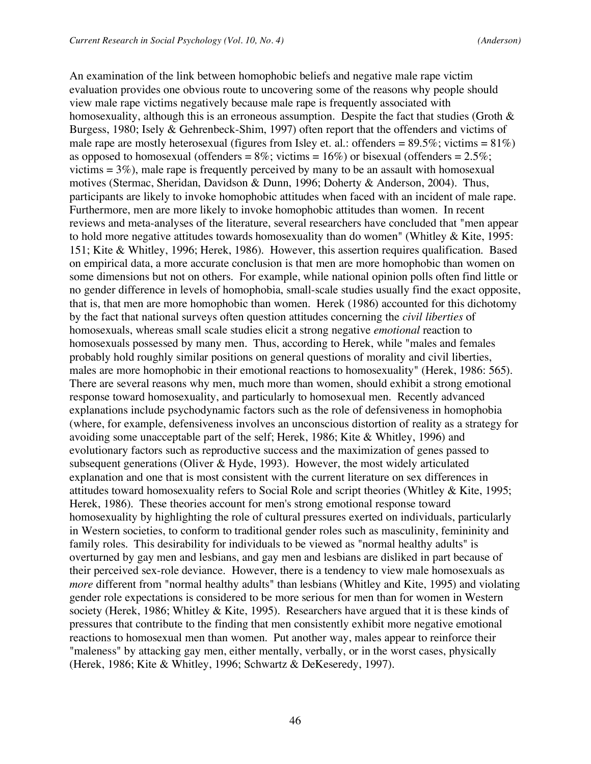An examination of the link between homophobic beliefs and negative male rape victim evaluation provides one obvious route to uncovering some of the reasons why people should view male rape victims negatively because male rape is frequently associated with homosexuality, although this is an erroneous assumption. Despite the fact that studies (Groth & Burgess, 1980; Isely & Gehrenbeck-Shim, 1997) often report that the offenders and victims of male rape are mostly heterosexual (figures from Isley et. al.: offenders = 89.5%; victims = 81%) as opposed to homosexual (offenders = 8%; victims = 16%) or bisexual (offenders = 2.5%; victims = 3%), male rape is frequently perceived by many to be an assault with homosexual motives (Stermac, Sheridan, Davidson & Dunn, 1996; Doherty & Anderson, 2004). Thus, participants are likely to invoke homophobic attitudes when faced with an incident of male rape. Furthermore, men are more likely to invoke homophobic attitudes than women. In recent reviews and meta-analyses of the literature, several researchers have concluded that "men appear to hold more negative attitudes towards homosexuality than do women" (Whitley & Kite, 1995: 151; Kite & Whitley, 1996; Herek, 1986). However, this assertion requires qualification. Based on empirical data, a more accurate conclusion is that men are more homophobic than women on some dimensions but not on others. For example, while national opinion polls often find little or no gender difference in levels of homophobia, small-scale studies usually find the exact opposite, that is, that men are more homophobic than women. Herek (1986) accounted for this dichotomy by the fact that national surveys often question attitudes concerning the *civil liberties* of homosexuals, whereas small scale studies elicit a strong negative *emotional* reaction to homosexuals possessed by many men. Thus, according to Herek, while "males and females probably hold roughly similar positions on general questions of morality and civil liberties, males are more homophobic in their emotional reactions to homosexuality" (Herek, 1986: 565). There are several reasons why men, much more than women, should exhibit a strong emotional response toward homosexuality, and particularly to homosexual men. Recently advanced explanations include psychodynamic factors such as the role of defensiveness in homophobia (where, for example, defensiveness involves an unconscious distortion of reality as a strategy for avoiding some unacceptable part of the self; Herek, 1986; Kite & Whitley, 1996) and evolutionary factors such as reproductive success and the maximization of genes passed to subsequent generations (Oliver & Hyde, 1993). However, the most widely articulated explanation and one that is most consistent with the current literature on sex differences in attitudes toward homosexuality refers to Social Role and script theories (Whitley & Kite, 1995; Herek, 1986). These theories account for men's strong emotional response toward homosexuality by highlighting the role of cultural pressures exerted on individuals, particularly in Western societies, to conform to traditional gender roles such as masculinity, femininity and family roles. This desirability for individuals to be viewed as "normal healthy adults" is overturned by gay men and lesbians, and gay men and lesbians are disliked in part because of their perceived sex-role deviance. However, there is a tendency to view male homosexuals as *more* different from "normal healthy adults" than lesbians (Whitley and Kite, 1995) and violating gender role expectations is considered to be more serious for men than for women in Western society (Herek, 1986; Whitley & Kite, 1995). Researchers have argued that it is these kinds of pressures that contribute to the finding that men consistently exhibit more negative emotional reactions to homosexual men than women. Put another way, males appear to reinforce their "maleness" by attacking gay men, either mentally, verbally, or in the worst cases, physically (Herek, 1986; Kite & Whitley, 1996; Schwartz & DeKeseredy, 1997).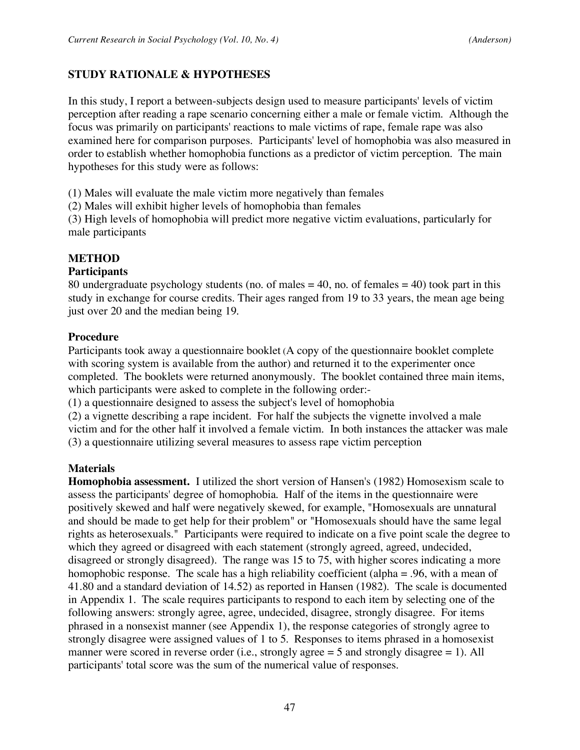## STUDY RATIONALE & HYPOTHESES

In this study, I report a between-subjects design used to measure participants' levels of victim perception after reading a rape scenario concerning either a male or female victim. Although the focus was primarily on participants' reactions to male victims of rape, female rape was also examined here for comparison purposes. Participants' level of homophobia was also measured in order to establish whether homophobia functions as a predictor of victim perception. The main hypotheses for this study were as follows:

(1) Males will evaluate the male victim more negatively than females
(2) Males will exhibit higher levels of homophobia than females
(3) High levels of homophobia will predict more negative victim evaluations, particularly for male participants

## METHOD

### Participants

80 undergraduate psychology students (no. of males = 40, no. of females = 40) took part in this study in exchange for course credits. Their ages ranged from 19 to 33 years, the mean age being just over 20 and the median being 19.

### Procedure

Participants took away a questionnaire booklet (A copy of the questionnaire booklet complete with scoring system is available from the author) and returned it to the experimenter once completed. The booklets were returned anonymously. The booklet contained three main items, which participants were asked to complete in the following order:-

(1) a questionnaire designed to assess the subject's level of homophobia
(2) a vignette describing a rape incident. For half the subjects the vignette involved a male victim and for the other half it involved a female victim. In both instances the attacker was male
(3) a questionnaire utilizing several measures to assess rape victim perception

### Materials

**Homophobia assessment.** I utilized the short version of Hansen's (1982) Homosexism scale to assess the participants' degree of homophobia. Half of the items in the questionnaire were positively skewed and half were negatively skewed, for example, "Homosexuals are unnatural and should be made to get help for their problem" or "Homosexuals should have the same legal rights as heterosexuals." Participants were required to indicate on a five point scale the degree to which they agreed or disagreed with each statement (strongly agreed, agreed, undecided, disagreed or strongly disagreed). The range was 15 to 75, with higher scores indicating a more homophobic response. The scale has a high reliability coefficient (alpha = .96, with a mean of 41.80 and a standard deviation of 14.52) as reported in Hansen (1982). The scale is documented in Appendix 1. The scale requires participants to respond to each item by selecting one of the following answers: strongly agree, agree, undecided, disagree, strongly disagree. For items phrased in a nonsexist manner (see Appendix 1), the response categories of strongly agree to strongly disagree were assigned values of 1 to 5. Responses to items phrased in a homosexist manner were scored in reverse order (i.e., strongly agree = 5 and strongly disagree = 1). All participants' total score was the sum of the numerical value of responses.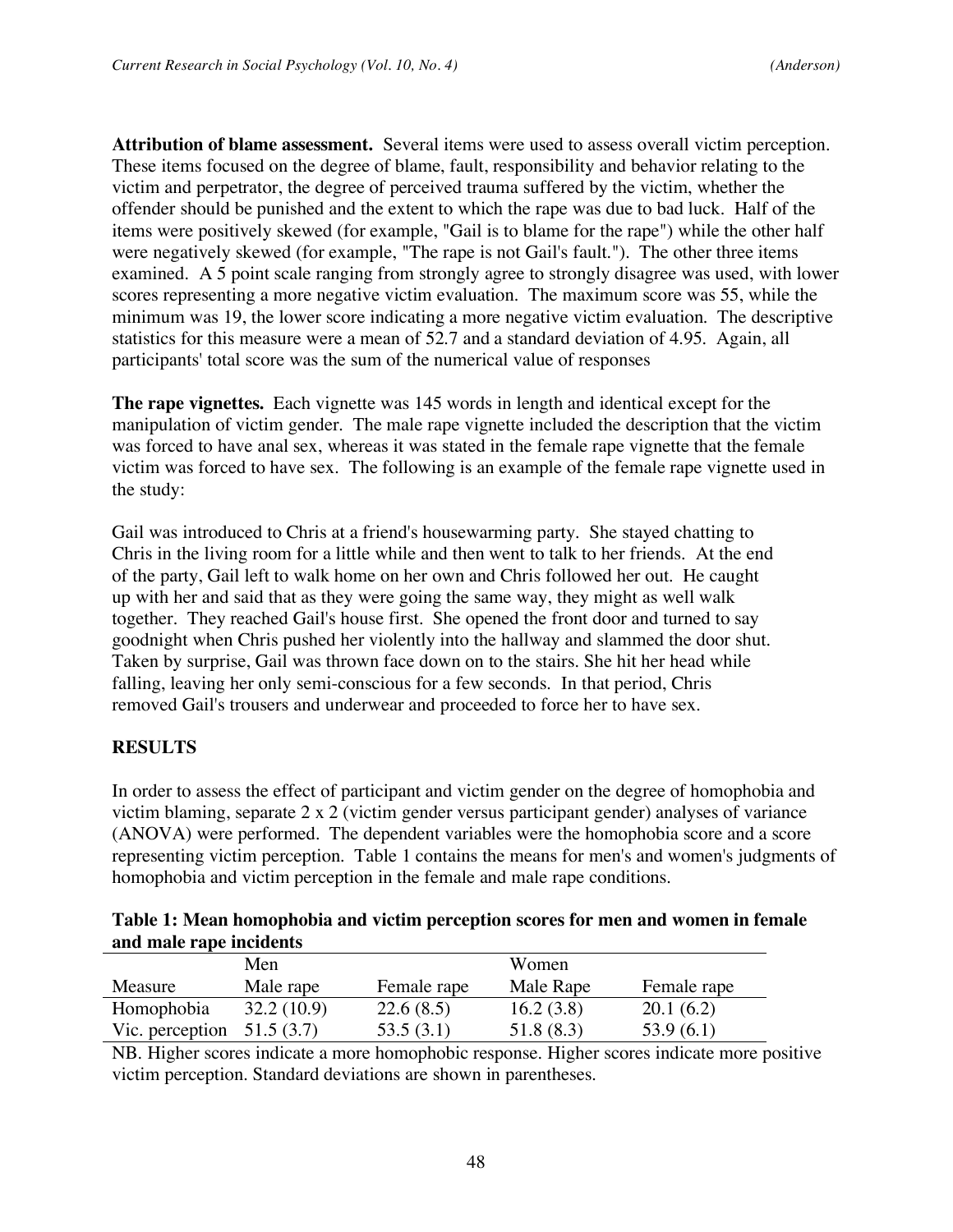**Attribution of blame assessment.** Several items were used to assess overall victim perception. These items focused on the degree of blame, fault, responsibility and behavior relating to the victim and perpetrator, the degree of perceived trauma suffered by the victim, whether the offender should be punished and the extent to which the rape was due to bad luck. Half of the items were positively skewed (for example, "Gail is to blame for the rape") while the other half were negatively skewed (for example, "The rape is not Gail's fault."). The other three items examined. A 5 point scale ranging from strongly agree to strongly disagree was used, with lower scores representing a more negative victim evaluation. The maximum score was 55, while the minimum was 19, the lower score indicating a more negative victim evaluation. The descriptive statistics for this measure were a mean of 52.7 and a standard deviation of 4.95. Again, all participants' total score was the sum of the numerical value of responses

**The rape vignettes.** Each vignette was 145 words in length and identical except for the manipulation of victim gender. The male rape vignette included the description that the victim was forced to have anal sex, whereas it was stated in the female rape vignette that the female victim was forced to have sex. The following is an example of the female rape vignette used in the study:

Gail was introduced to Chris at a friend's housewarming party. She stayed chatting to Chris in the living room for a little while and then went to talk to her friends. At the end of the party, Gail left to walk home on her own and Chris followed her out. He caught up with her and said that as they were going the same way, they might as well walk together. They reached Gail's house first. She opened the front door and turned to say goodnight when Chris pushed her violently into the hallway and slammed the door shut. Taken by surprise, Gail was thrown face down on to the stairs. She hit her head while falling, leaving her only semi-conscious for a few seconds. In that period, Chris removed Gail's trousers and underwear and proceeded to force her to have sex.

## RESULTS

In order to assess the effect of participant and victim gender on the degree of homophobia and victim blaming, separate 2 x 2 (victim gender versus participant gender) analyses of variance (ANOVA) were performed. The dependent variables were the homophobia score and a score representing victim perception. Table 1 contains the means for men's and women's judgments of homophobia and victim perception in the female and male rape conditions.

**Table 1: Mean homophobia and victim perception scores for men and women in female and male rape incidents**

| | Men | | Women | |
|---|---|---|---|---|
| Measure | Male rape | Female rape | Male Rape | Female rape |
| Homophobia | 32.2 (10.9) | 22.6 (8.5) | 16.2 (3.8) | 20.1 (6.2) |
| Vic. perception | 51.5 (3.7) | 53.5 (3.1) | 51.8 (8.3) | 53.9 (6.1) |

NB. Higher scores indicate a more homophobic response. Higher scores indicate more positive victim perception. Standard deviations are shown in parentheses.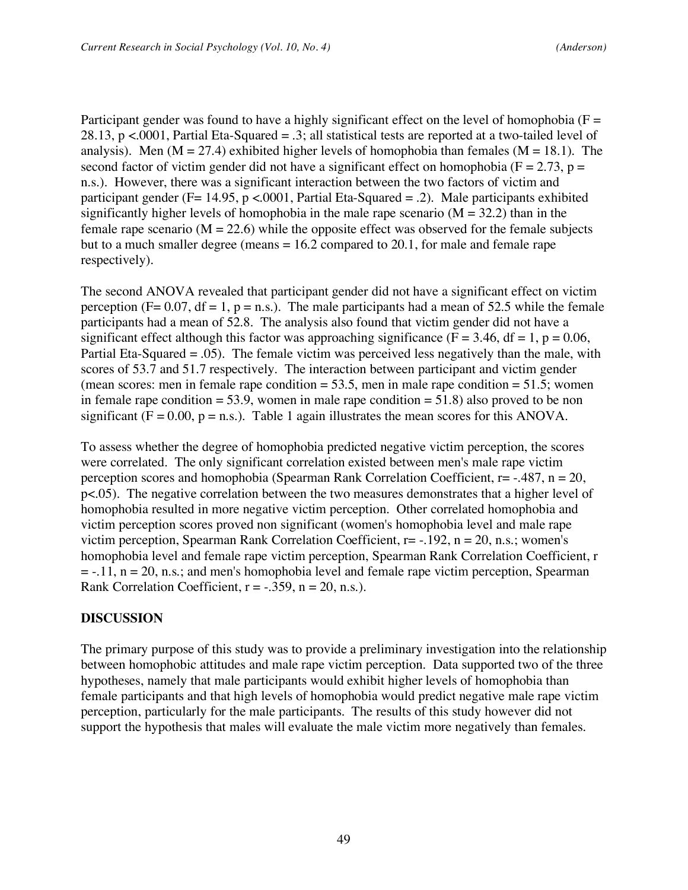Participant gender was found to have a highly significant effect on the level of homophobia ($F = 28.13$, $p < .0001$, Partial Eta-Squared = .3; all statistical tests are reported at a two-tailed level of analysis). Men ($M = 27.4$) exhibited higher levels of homophobia than females ($M = 18.1$). The second factor of victim gender did not have a significant effect on homophobia ($F = 2.73$, $p$ = n.s.). However, there was a significant interaction between the two factors of victim and participant gender ($F = 14.95$, $p < .0001$, Partial Eta-Squared = .2). Male participants exhibited significantly higher levels of homophobia in the male rape scenario ($M = 32.2$) than in the female rape scenario ($M = 22.6$) while the opposite effect was observed for the female subjects but to a much smaller degree (means = 16.2 compared to 20.1, for male and female rape respectively).

The second ANOVA revealed that participant gender did not have a significant effect on victim perception ($F = 0.07$, $df = 1$, $p$ = n.s.). The male participants had a mean of 52.5 while the female participants had a mean of 52.8. The analysis also found that victim gender did not have a significant effect although this factor was approaching significance ($F = 3.46$, $df = 1$, $p = 0.06$, Partial Eta-Squared = .05). The female victim was perceived less negatively than the male, with scores of 53.7 and 51.7 respectively. The interaction between participant and victim gender (mean scores: men in female rape condition = 53.5, men in male rape condition = 51.5; women in female rape condition = 53.9, women in male rape condition = 51.8) also proved to be non significant ($F = 0.00$, $p$ = n.s.). Table 1 again illustrates the mean scores for this ANOVA.

To assess whether the degree of homophobia predicted negative victim perception, the scores were correlated. The only significant correlation existed between men's male rape victim perception scores and homophobia (Spearman Rank Correlation Coefficient, $r = -.487$, $n = 20$, $p < .05$). The negative correlation between the two measures demonstrates that a higher level of homophobia resulted in more negative victim perception. Other correlated homophobia and victim perception scores proved non significant (women's homophobia level and male rape victim perception, Spearman Rank Correlation Coefficient, $r = -.192$, $n = 20$, n.s.; women's homophobia level and female rape victim perception, Spearman Rank Correlation Coefficient, $r = -.11$, $n = 20$, n.s.; and men's homophobia level and female rape victim perception, Spearman Rank Correlation Coefficient, $r = -.359$, $n = 20$, n.s.).

## DISCUSSION

The primary purpose of this study was to provide a preliminary investigation into the relationship between homophobic attitudes and male rape victim perception. Data supported two of the three hypotheses, namely that male participants would exhibit higher levels of homophobia than female participants and that high levels of homophobia would predict negative male rape victim perception, particularly for the male participants. The results of this study however did not support the hypothesis that males will evaluate the male victim more negatively than females.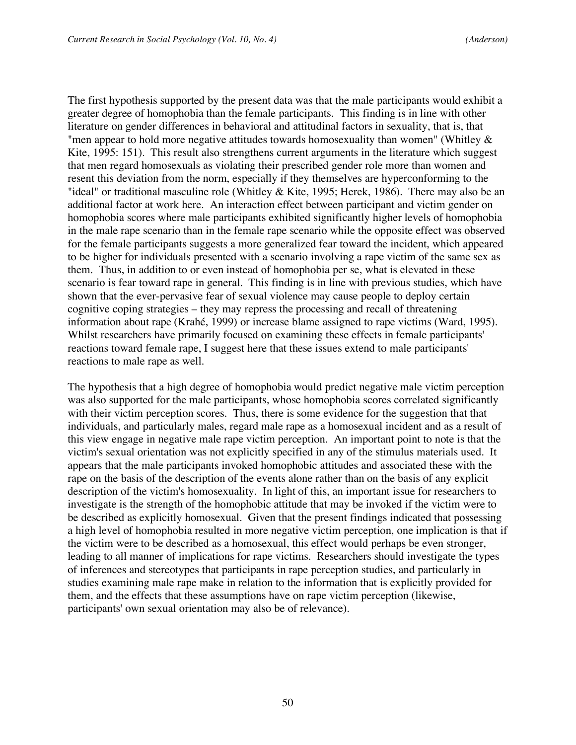The first hypothesis supported by the present data was that the male participants would exhibit a greater degree of homophobia than the female participants. This finding is in line with other literature on gender differences in behavioral and attitudinal factors in sexuality, that is, that "men appear to hold more negative attitudes towards homosexuality than women" (Whitley & Kite, 1995: 151). This result also strengthens current arguments in the literature which suggest that men regard homosexuals as violating their prescribed gender role more than women and resent this deviation from the norm, especially if they themselves are hyperconforming to the "ideal" or traditional masculine role (Whitley & Kite, 1995; Herek, 1986). There may also be an additional factor at work here. An interaction effect between participant and victim gender on homophobia scores where male participants exhibited significantly higher levels of homophobia in the male rape scenario than in the female rape scenario while the opposite effect was observed for the female participants suggests a more generalized fear toward the incident, which appeared to be higher for individuals presented with a scenario involving a rape victim of the same sex as them. Thus, in addition to or even instead of homophobia per se, what is elevated in these scenario is fear toward rape in general. This finding is in line with previous studies, which have shown that the ever-pervasive fear of sexual violence may cause people to deploy certain cognitive coping strategies – they may repress the processing and recall of threatening information about rape (Krahé, 1999) or increase blame assigned to rape victims (Ward, 1995). Whilst researchers have primarily focused on examining these effects in female participants' reactions toward female rape, I suggest here that these issues extend to male participants' reactions to male rape as well.

The hypothesis that a high degree of homophobia would predict negative male victim perception was also supported for the male participants, whose homophobia scores correlated significantly with their victim perception scores. Thus, there is some evidence for the suggestion that that individuals, and particularly males, regard male rape as a homosexual incident and as a result of this view engage in negative male rape victim perception. An important point to note is that the victim's sexual orientation was not explicitly specified in any of the stimulus materials used. It appears that the male participants invoked homophobic attitudes and associated these with the rape on the basis of the description of the events alone rather than on the basis of any explicit description of the victim's homosexuality. In light of this, an important issue for researchers to investigate is the strength of the homophobic attitude that may be invoked if the victim were to be described as explicitly homosexual. Given that the present findings indicated that possessing a high level of homophobia resulted in more negative victim perception, one implication is that if the victim were to be described as a homosexual, this effect would perhaps be even stronger, leading to all manner of implications for rape victims. Researchers should investigate the types of inferences and stereotypes that participants in rape perception studies, and particularly in studies examining male rape make in relation to the information that is explicitly provided for them, and the effects that these assumptions have on rape victim perception (likewise, participants' own sexual orientation may also be of relevance).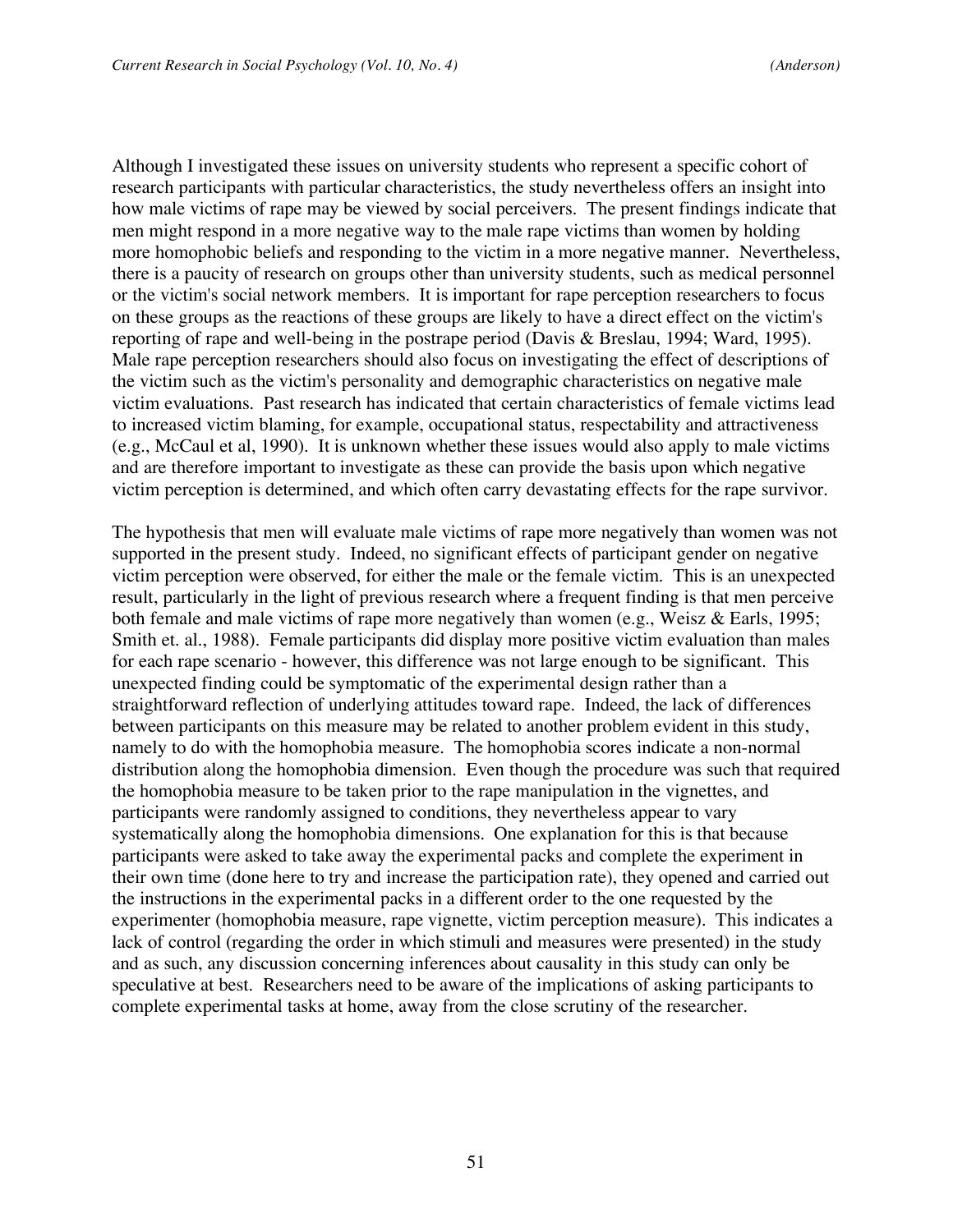Although I investigated these issues on university students who represent a specific cohort of research participants with particular characteristics, the study nevertheless offers an insight into how male victims of rape may be viewed by social perceivers. The present findings indicate that men might respond in a more negative way to the male rape victims than women by holding more homophobic beliefs and responding to the victim in a more negative manner. Nevertheless, there is a paucity of research on groups other than university students, such as medical personnel or the victim's social network members. It is important for rape perception researchers to focus on these groups as the reactions of these groups are likely to have a direct effect on the victim's reporting of rape and well-being in the postrape period (Davis & Breslau, 1994; Ward, 1995). Male rape perception researchers should also focus on investigating the effect of descriptions of the victim such as the victim's personality and demographic characteristics on negative male victim evaluations. Past research has indicated that certain characteristics of female victims lead to increased victim blaming, for example, occupational status, respectability and attractiveness (e.g., McCaul et al, 1990). It is unknown whether these issues would also apply to male victims and are therefore important to investigate as these can provide the basis upon which negative victim perception is determined, and which often carry devastating effects for the rape survivor.

The hypothesis that men will evaluate male victims of rape more negatively than women was not supported in the present study. Indeed, no significant effects of participant gender on negative victim perception were observed, for either the male or the female victim. This is an unexpected result, particularly in the light of previous research where a frequent finding is that men perceive both female and male victims of rape more negatively than women (e.g., Weisz & Earls, 1995; Smith et. al., 1988). Female participants did display more positive victim evaluation than males for each rape scenario - however, this difference was not large enough to be significant. This unexpected finding could be symptomatic of the experimental design rather than a straightforward reflection of underlying attitudes toward rape. Indeed, the lack of differences between participants on this measure may be related to another problem evident in this study, namely to do with the homophobia measure. The homophobia scores indicate a non-normal distribution along the homophobia dimension. Even though the procedure was such that required the homophobia measure to be taken prior to the rape manipulation in the vignettes, and participants were randomly assigned to conditions, they nevertheless appear to vary systematically along the homophobia dimensions. One explanation for this is that because participants were asked to take away the experimental packs and complete the experiment in their own time (done here to try and increase the participation rate), they opened and carried out the instructions in the experimental packs in a different order to the one requested by the experimenter (homophobia measure, rape vignette, victim perception measure). This indicates a lack of control (regarding the order in which stimuli and measures were presented) in the study and as such, any discussion concerning inferences about causality in this study can only be speculative at best. Researchers need to be aware of the implications of asking participants to complete experimental tasks at home, away from the close scrutiny of the researcher.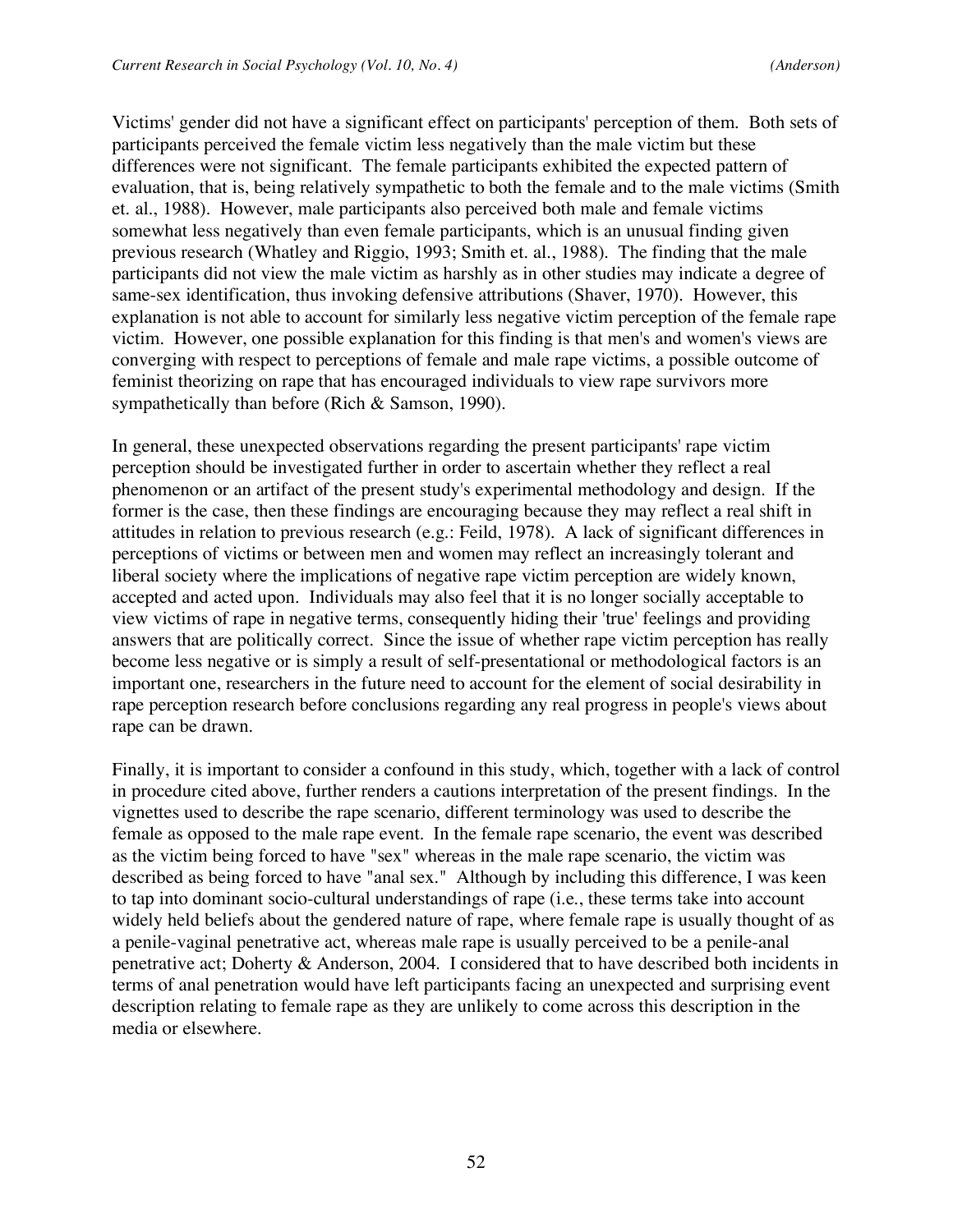Victims' gender did not have a significant effect on participants' perception of them. Both sets of participants perceived the female victim less negatively than the male victim but these differences were not significant. The female participants exhibited the expected pattern of evaluation, that is, being relatively sympathetic to both the female and to the male victims (Smith et. al., 1988). However, male participants also perceived both male and female victims somewhat less negatively than even female participants, which is an unusual finding given previous research (Whatley and Riggio, 1993; Smith et. al., 1988). The finding that the male participants did not view the male victim as harshly as in other studies may indicate a degree of same-sex identification, thus invoking defensive attributions (Shaver, 1970). However, this explanation is not able to account for similarly less negative victim perception of the female rape victim. However, one possible explanation for this finding is that men's and women's views are converging with respect to perceptions of female and male rape victims, a possible outcome of feminist theorizing on rape that has encouraged individuals to view rape survivors more sympathetically than before (Rich & Samson, 1990).

In general, these unexpected observations regarding the present participants' rape victim perception should be investigated further in order to ascertain whether they reflect a real phenomenon or an artifact of the present study's experimental methodology and design. If the former is the case, then these findings are encouraging because they may reflect a real shift in attitudes in relation to previous research (e.g.: Feild, 1978). A lack of significant differences in perceptions of victims or between men and women may reflect an increasingly tolerant and liberal society where the implications of negative rape victim perception are widely known, accepted and acted upon. Individuals may also feel that it is no longer socially acceptable to view victims of rape in negative terms, consequently hiding their 'true' feelings and providing answers that are politically correct. Since the issue of whether rape victim perception has really become less negative or is simply a result of self-presentational or methodological factors is an important one, researchers in the future need to account for the element of social desirability in rape perception research before conclusions regarding any real progress in people's views about rape can be drawn.

Finally, it is important to consider a confound in this study, which, together with a lack of control in procedure cited above, further renders a cautions interpretation of the present findings. In the vignettes used to describe the rape scenario, different terminology was used to describe the female as opposed to the male rape event. In the female rape scenario, the event was described as the victim being forced to have "sex" whereas in the male rape scenario, the victim was described as being forced to have "anal sex." Although by including this difference, I was keen to tap into dominant socio-cultural understandings of rape (i.e., these terms take into account widely held beliefs about the gendered nature of rape, where female rape is usually thought of as a penile-vaginal penetrative act, whereas male rape is usually perceived to be a penile-anal penetrative act; Doherty & Anderson, 2004. I considered that to have described both incidents in terms of anal penetration would have left participants facing an unexpected and surprising event description relating to female rape as they are unlikely to come across this description in the media or elsewhere.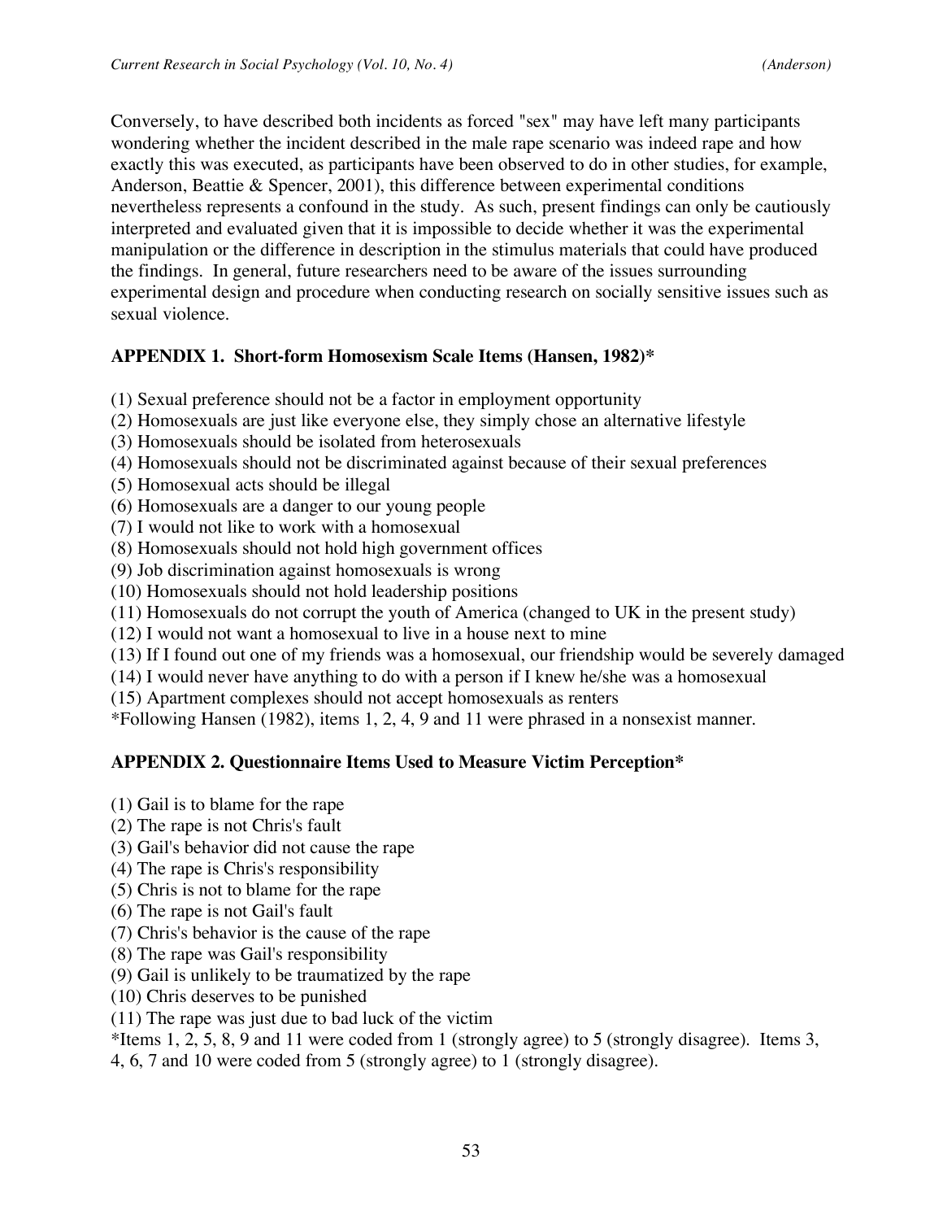Conversely, to have described both incidents as forced "sex" may have left many participants wondering whether the incident described in the male rape scenario was indeed rape and how exactly this was executed, as participants have been observed to do in other studies, for example, Anderson, Beattie & Spencer, 2001), this difference between experimental conditions nevertheless represents a confound in the study. As such, present findings can only be cautiously interpreted and evaluated given that it is impossible to decide whether it was the experimental manipulation or the difference in description in the stimulus materials that could have produced the findings. In general, future researchers need to be aware of the issues surrounding experimental design and procedure when conducting research on socially sensitive issues such as sexual violence.

## APPENDIX 1. Short-form Homosexism Scale Items (Hansen, 1982)*

(1) Sexual preference should not be a factor in employment opportunity
(2) Homosexuals are just like everyone else, they simply chose an alternative lifestyle
(3) Homosexuals should be isolated from heterosexuals
(4) Homosexuals should not be discriminated against because of their sexual preferences
(5) Homosexual acts should be illegal
(6) Homosexuals are a danger to our young people
(7) I would not like to work with a homosexual
(8) Homosexuals should not hold high government offices
(9) Job discrimination against homosexuals is wrong
(10) Homosexuals should not hold leadership positions
(11) Homosexuals do not corrupt the youth of America (changed to UK in the present study)
(12) I would not want a homosexual to live in a house next to mine
(13) If I found out one of my friends was a homosexual, our friendship would be severely damaged
(14) I would never have anything to do with a person if I knew he/she was a homosexual
(15) Apartment complexes should not accept homosexuals as renters

*Following Hansen (1982), items 1, 2, 4, 9 and 11 were phrased in a nonsexist manner.

## APPENDIX 2. Questionnaire Items Used to Measure Victim Perception*

(1) Gail is to blame for the rape
(2) The rape is not Chris's fault
(3) Gail's behavior did not cause the rape
(4) The rape is Chris's responsibility
(5) Chris is not to blame for the rape
(6) The rape is not Gail's fault
(7) Chris's behavior is the cause of the rape
(8) The rape was Gail's responsibility
(9) Gail is unlikely to be traumatized by the rape
(10) Chris deserves to be punished
(11) The rape was just due to bad luck of the victim

*Items 1, 2, 5, 8, 9 and 11 were coded from 1 (strongly agree) to 5 (strongly disagree). Items 3, 4, 6, 7 and 10 were coded from 5 (strongly agree) to 1 (strongly disagree).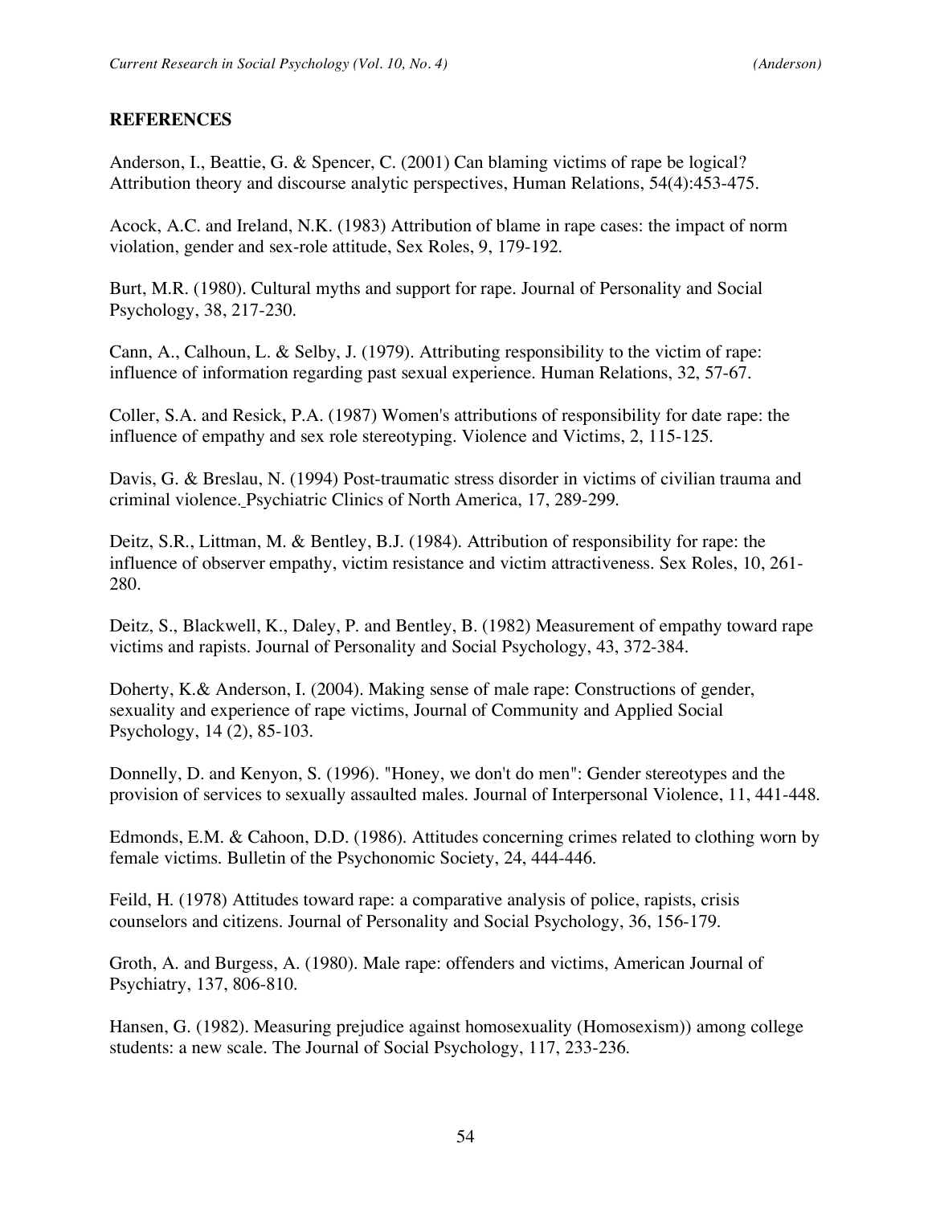## REFERENCES

Anderson, I., Beattie, G. & Spencer, C. (2001) Can blaming victims of rape be logical? Attribution theory and discourse analytic perspectives, Human Relations, 54(4):453-475.

Acock, A.C. and Ireland, N.K. (1983) Attribution of blame in rape cases: the impact of norm violation, gender and sex-role attitude, Sex Roles, 9, 179-192.

Burt, M.R. (1980). Cultural myths and support for rape. Journal of Personality and Social Psychology, 38, 217-230.

Cann, A., Calhoun, L. & Selby, J. (1979). Attributing responsibility to the victim of rape: influence of information regarding past sexual experience. Human Relations, 32, 57-67.

Coller, S.A. and Resick, P.A. (1987) Women's attributions of responsibility for date rape: the influence of empathy and sex role stereotyping. Violence and Victims, 2, 115-125.

Davis, G. & Breslau, N. (1994) Post-traumatic stress disorder in victims of civilian trauma and criminal violence. Psychiatric Clinics of North America, 17, 289-299.

Deitz, S.R., Littman, M. & Bentley, B.J. (1984). Attribution of responsibility for rape: the influence of observer empathy, victim resistance and victim attractiveness. Sex Roles, 10, 261-280.

Deitz, S., Blackwell, K., Daley, P. and Bentley, B. (1982) Measurement of empathy toward rape victims and rapists. Journal of Personality and Social Psychology, 43, 372-384.

Doherty, K.& Anderson, I. (2004). Making sense of male rape: Constructions of gender, sexuality and experience of rape victims, Journal of Community and Applied Social Psychology, 14 (2), 85-103.

Donnelly, D. and Kenyon, S. (1996). "Honey, we don't do men": Gender stereotypes and the provision of services to sexually assaulted males. Journal of Interpersonal Violence, 11, 441-448.

Edmonds, E.M. & Cahoon, D.D. (1986). Attitudes concerning crimes related to clothing worn by female victims. Bulletin of the Psychonomic Society, 24, 444-446.

Feild, H. (1978) Attitudes toward rape: a comparative analysis of police, rapists, crisis counselors and citizens. Journal of Personality and Social Psychology, 36, 156-179.

Groth, A. and Burgess, A. (1980). Male rape: offenders and victims, American Journal of Psychiatry, 137, 806-810.

Hansen, G. (1982). Measuring prejudice against homosexuality (Homosexism)) among college students: a new scale. The Journal of Social Psychology, 117, 233-236.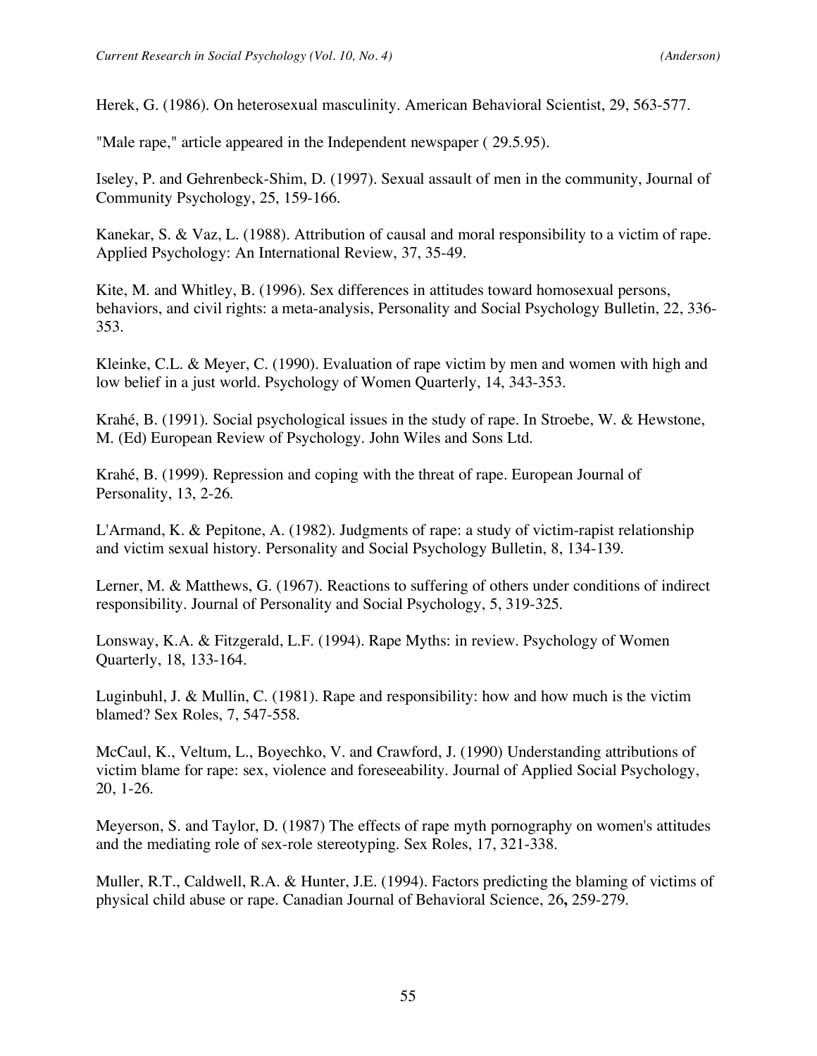Herek, G. (1986). On heterosexual masculinity. American Behavioral Scientist, 29, 563-577.

"Male rape," article appeared in the Independent newspaper ( 29.5.95).

Iseley, P. and Gehrenbeck-Shim, D. (1997). Sexual assault of men in the community, Journal of Community Psychology, 25, 159-166.

Kanekar, S. & Vaz, L. (1988). Attribution of causal and moral responsibility to a victim of rape. Applied Psychology: An International Review, 37, 35-49.

Kite, M. and Whitley, B. (1996). Sex differences in attitudes toward homosexual persons, behaviors, and civil rights: a meta-analysis, Personality and Social Psychology Bulletin, 22, 336-353.

Kleinke, C.L. & Meyer, C. (1990). Evaluation of rape victim by men and women with high and low belief in a just world. Psychology of Women Quarterly, 14, 343-353.

Krahé, B. (1991). Social psychological issues in the study of rape. In Stroebe, W. & Hewstone, M. (Ed) European Review of Psychology. John Wiles and Sons Ltd.

Krahé, B. (1999). Repression and coping with the threat of rape. European Journal of Personality, 13, 2-26.

L'Armand, K. & Pepitone, A. (1982). Judgments of rape: a study of victim-rapist relationship and victim sexual history. Personality and Social Psychology Bulletin, 8, 134-139.

Lerner, M. & Matthews, G. (1967). Reactions to suffering of others under conditions of indirect responsibility. Journal of Personality and Social Psychology, 5, 319-325.

Lonsway, K.A. & Fitzgerald, L.F. (1994). Rape Myths: in review. Psychology of Women Quarterly, 18, 133-164.

Luginbuhl, J. & Mullin, C. (1981). Rape and responsibility: how and how much is the victim blamed? Sex Roles, 7, 547-558.

McCaul, K., Veltum, L., Boyechko, V. and Crawford, J. (1990) Understanding attributions of victim blame for rape: sex, violence and foreseeability. Journal of Applied Social Psychology, 20, 1-26.

Meyerson, S. and Taylor, D. (1987) The effects of rape myth pornography on women's attitudes and the mediating role of sex-role stereotyping. Sex Roles, 17, 321-338.

Muller, R.T., Caldwell, R.A. & Hunter, J.E. (1994). Factors predicting the blaming of victims of physical child abuse or rape. Canadian Journal of Behavioral Science, 26**,** 259-279.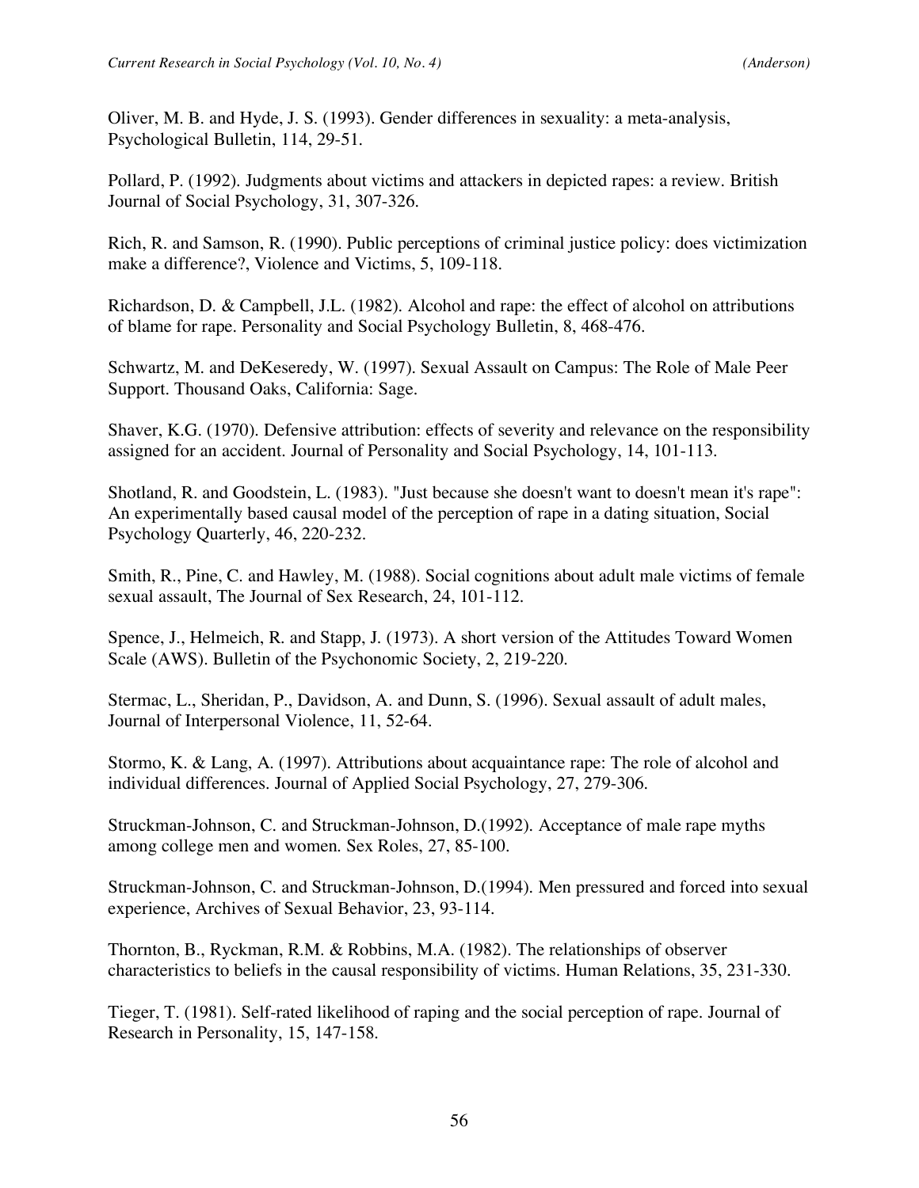Oliver, M. B. and Hyde, J. S. (1993). Gender differences in sexuality: a meta-analysis, Psychological Bulletin, 114, 29-51.

Pollard, P. (1992). Judgments about victims and attackers in depicted rapes: a review. British Journal of Social Psychology, 31, 307-326.

Rich, R. and Samson, R. (1990). Public perceptions of criminal justice policy: does victimization make a difference?, Violence and Victims, 5, 109-118.

Richardson, D. & Campbell, J.L. (1982). Alcohol and rape: the effect of alcohol on attributions of blame for rape. Personality and Social Psychology Bulletin, 8, 468-476.

Schwartz, M. and DeKeseredy, W. (1997). Sexual Assault on Campus: The Role of Male Peer Support. Thousand Oaks, California: Sage.

Shaver, K.G. (1970). Defensive attribution: effects of severity and relevance on the responsibility assigned for an accident. Journal of Personality and Social Psychology, 14, 101-113.

Shotland, R. and Goodstein, L. (1983). "Just because she doesn't want to doesn't mean it's rape": An experimentally based causal model of the perception of rape in a dating situation, Social Psychology Quarterly, 46, 220-232.

Smith, R., Pine, C. and Hawley, M. (1988). Social cognitions about adult male victims of female sexual assault, The Journal of Sex Research, 24, 101-112.

Spence, J., Helmeich, R. and Stapp, J. (1973). A short version of the Attitudes Toward Women Scale (AWS). Bulletin of the Psychonomic Society, 2, 219-220.

Stermac, L., Sheridan, P., Davidson, A. and Dunn, S. (1996). Sexual assault of adult males, Journal of Interpersonal Violence, 11, 52-64.

Stormo, K. & Lang, A. (1997). Attributions about acquaintance rape: The role of alcohol and individual differences. Journal of Applied Social Psychology, 27, 279-306.

Struckman-Johnson, C. and Struckman-Johnson, D.(1992). Acceptance of male rape myths among college men and women. Sex Roles, 27, 85-100.

Struckman-Johnson, C. and Struckman-Johnson, D.(1994). Men pressured and forced into sexual experience, Archives of Sexual Behavior, 23, 93-114.

Thornton, B., Ryckman, R.M. & Robbins, M.A. (1982). The relationships of observer characteristics to beliefs in the causal responsibility of victims. Human Relations, 35, 231-330.

Tieger, T. (1981). Self-rated likelihood of raping and the social perception of rape. Journal of Research in Personality, 15, 147-158.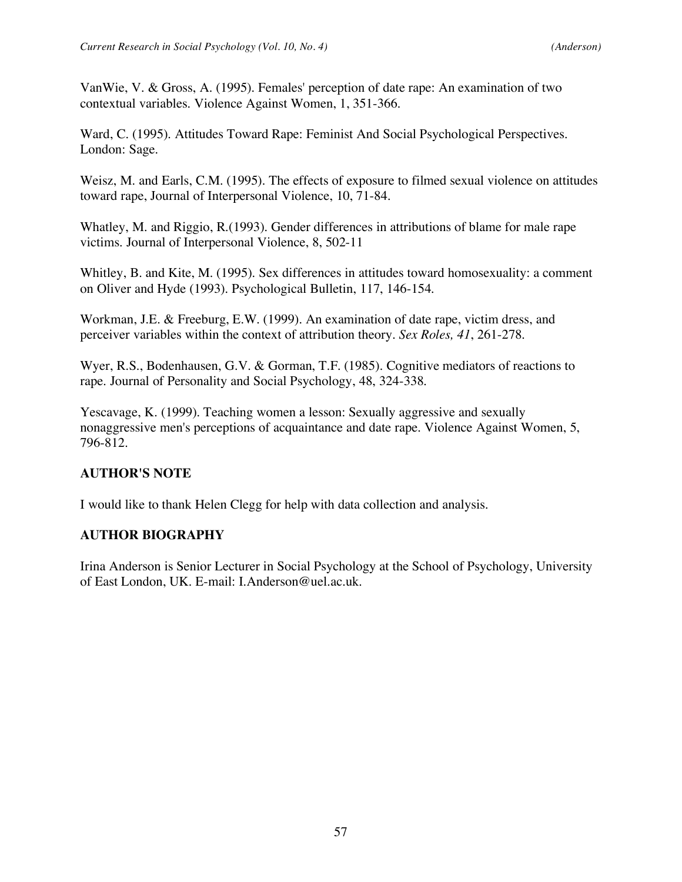VanWie, V. & Gross, A. (1995). Females' perception of date rape: An examination of two contextual variables. Violence Against Women, 1, 351-366.

Ward, C. (1995). Attitudes Toward Rape: Feminist And Social Psychological Perspectives. London: Sage.

Weisz, M. and Earls, C.M. (1995). The effects of exposure to filmed sexual violence on attitudes toward rape, Journal of Interpersonal Violence, 10, 71-84.

Whatley, M. and Riggio, R.(1993). Gender differences in attributions of blame for male rape victims. Journal of Interpersonal Violence, 8, 502-11

Whitley, B. and Kite, M. (1995). Sex differences in attitudes toward homosexuality: a comment on Oliver and Hyde (1993). Psychological Bulletin, 117, 146-154.

Workman, J.E. & Freeburg, E.W. (1999). An examination of date rape, victim dress, and perceiver variables within the context of attribution theory. *Sex Roles, 41*, 261-278.

Wyer, R.S., Bodenhausen, G.V. & Gorman, T.F. (1985). Cognitive mediators of reactions to rape. Journal of Personality and Social Psychology, 48, 324-338.

Yescavage, K. (1999). Teaching women a lesson: Sexually aggressive and sexually nonaggressive men's perceptions of acquaintance and date rape. Violence Against Women, 5, 796-812.

## AUTHOR'S NOTE

I would like to thank Helen Clegg for help with data collection and analysis.

## AUTHOR BIOGRAPHY

Irina Anderson is Senior Lecturer in Social Psychology at the School of Psychology, University of East London, UK. E-mail: I.Anderson@uel.ac.uk.